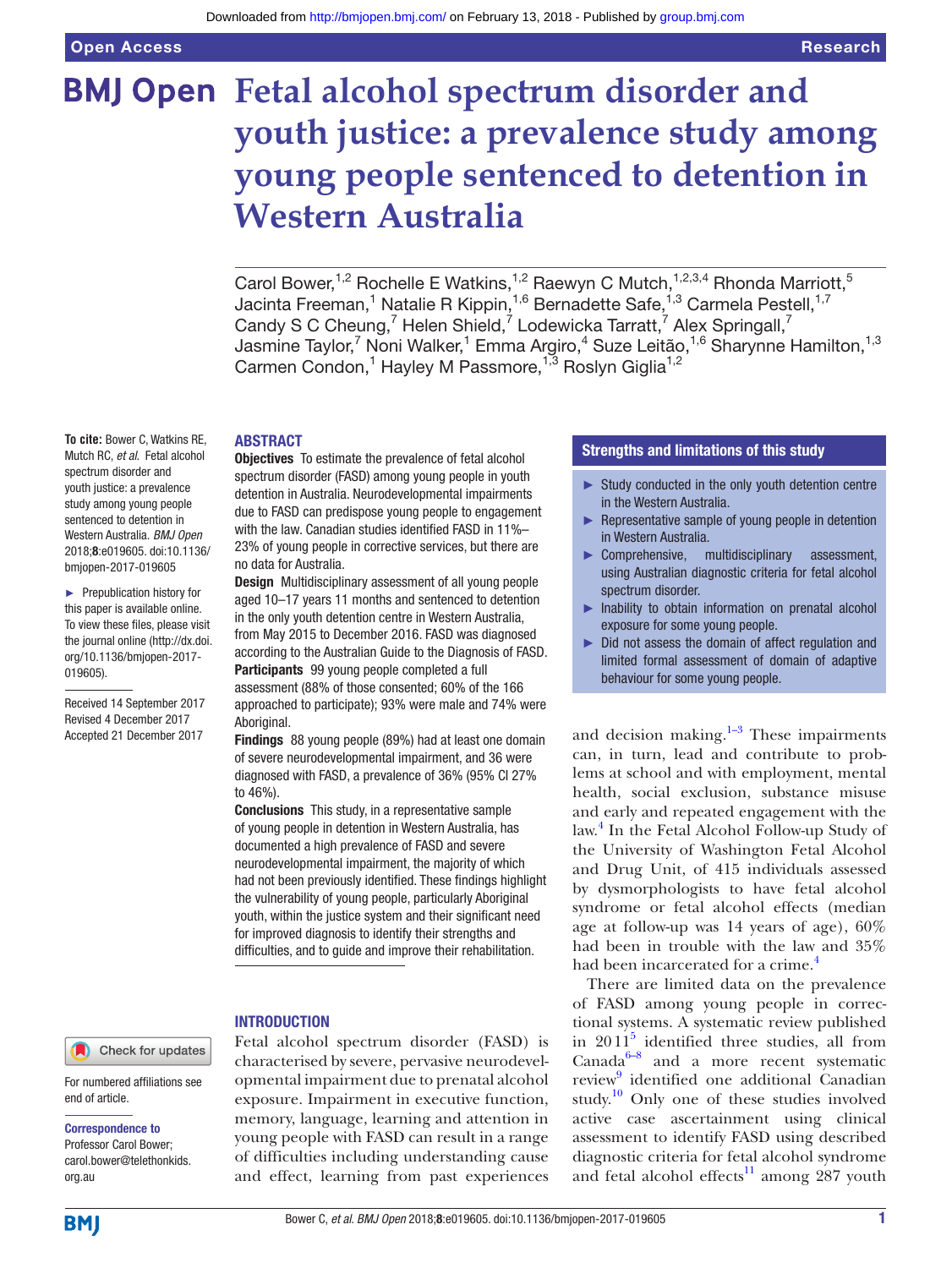# Fetal alcohol spectrum disorder and youth justice: a prevalence study among young people sentenced to detention in Western Australia

Carol Bower,[1,2] Rochelle E Watkins,[1,2] Raewyn C Mutch,[1,2,3,4] Rhonda Marriott,[5] Jacinta Freeman,[1] Natalie R Kippin,[1,6] Bernadette Safe,[1,3] Carmela Pestell,[1,7] Candy S C Cheung,[7] Helen Shield,[7] Lodewicka Tarratt,[7] Alex Springall,[7] Jasmine Taylor,[7] Noni Walker,[1] Emma Argiro,[4] Suze Leitão,[1,6] Sharynne Hamilton,[1,3] Carmen Condon,[1] Hayley M Passmore,[1,3] Roslyn Giglia[1,2]

**To cite:** Bower C, Watkins RE, Mutch RC, *et al*. Fetal alcohol spectrum disorder and youth justice: a prevalence study among young people sentenced to detention in Western Australia. *BMJ Open* 2018;**8**:e019605. doi:10.1136/bmjopen-2017-019605

► Prepublication history for this paper is available online. To view these files, please visit the journal online (http://dx.doi.org/10.1136/bmjopen-2017-019605).

Received 14 September 2017
Revised 4 December 2017
Accepted 21 December 2017

For numbered affiliations see end of article.

**Correspondence to**
Professor Carol Bower; carol.bower@telethonkids.org.au

## ABSTRACT

**Objectives** To estimate the prevalence of fetal alcohol spectrum disorder (FASD) among young people in youth detention in Australia. Neurodevelopmental impairments due to FASD can predispose young people to engagement with the law. Canadian studies identified FASD in 11%–23% of young people in corrective services, but there are no data for Australia.

**Design** Multidisciplinary assessment of all young people aged 10–17 years 11 months and sentenced to detention in the only youth detention centre in Western Australia, from May 2015 to December 2016. FASD was diagnosed according to the Australian Guide to the Diagnosis of FASD.

**Participants** 99 young people completed a full assessment (88% of those consented; 60% of the 166 approached to participate); 93% were male and 74% were Aboriginal.

**Findings** 88 young people (89%) had at least one domain of severe neurodevelopmental impairment, and 36 were diagnosed with FASD, a prevalence of 36% (95% CI 27% to 46%).

**Conclusions** This study, in a representative sample of young people in detention in Western Australia, has documented a high prevalence of FASD and severe neurodevelopmental impairment, the majority of which had not been previously identified. These findings highlight the vulnerability of young people, particularly Aboriginal youth, within the justice system and their significant need for improved diagnosis to identify their strengths and difficulties, and to guide and improve their rehabilitation.

### Strengths and limitations of this study

- ► Study conducted in the only youth detention centre in the Western Australia.
- ► Representative sample of young people in detention in Western Australia.
- ► Comprehensive, multidisciplinary assessment, using Australian diagnostic criteria for fetal alcohol spectrum disorder.
- ► Inability to obtain information on prenatal alcohol exposure for some young people.
- ► Did not assess the domain of affect regulation and limited formal assessment of domain of adaptive behaviour for some young people.

## INTRODUCTION

Fetal alcohol spectrum disorder (FASD) is characterised by severe, pervasive neurodevelopmental impairment due to prenatal alcohol exposure. Impairment in executive function, memory, language, learning and attention in young people with FASD can result in a range of difficulties including understanding cause and effect, learning from past experiences and decision making.[1–3] These impairments can, in turn, lead and contribute to problems at school and with employment, mental health, social exclusion, substance misuse and early and repeated engagement with the law.[4] In the Fetal Alcohol Follow-up Study of the University of Washington Fetal Alcohol and Drug Unit, of 415 individuals assessed by dysmorphologists to have fetal alcohol syndrome or fetal alcohol effects (median age at follow-up was 14 years of age), 60% had been in trouble with the law and 35% had been incarcerated for a crime.[4]

There are limited data on the prevalence of FASD among young people in correctional systems. A systematic review published in 2011[5] identified three studies, all from Canada[6–8] and a more recent systematic review[9] identified one additional Canadian study.[10] Only one of these studies involved active case ascertainment using clinical assessment to identify FASD using described diagnostic criteria for fetal alcohol syndrome and fetal alcohol effects[11] among 287 youth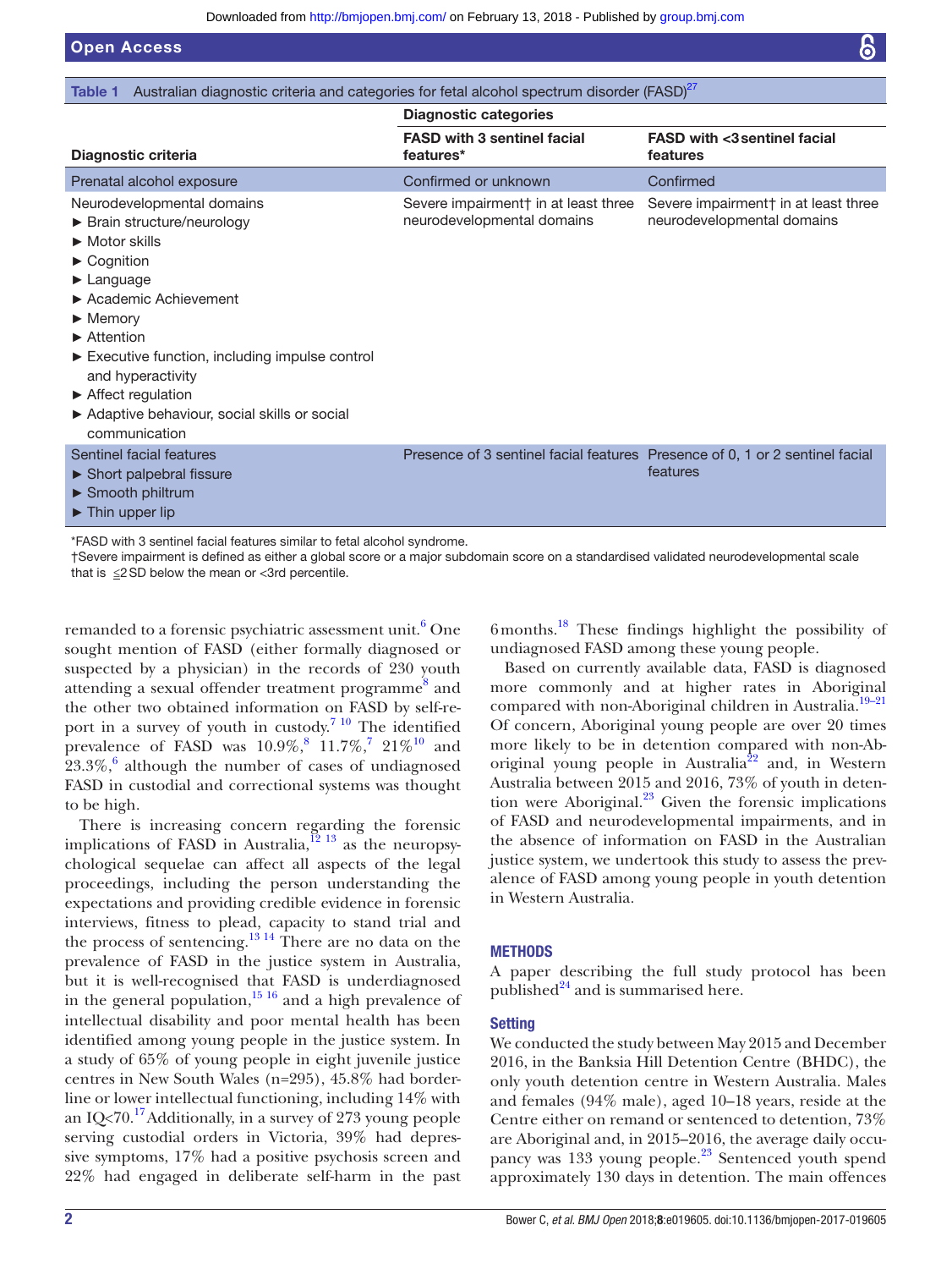Table 1 Australian diagnostic criteria and categories for fetal alcohol spectrum disorder (FASD)[27]

| Diagnostic criteria | Diagnostic categories | |
|---|---|---|
| | FASD with 3 sentinel facial features* | FASD with <3 sentinel facial features |
| Prenatal alcohol exposure | Confirmed or unknown | Confirmed |
| Neurodevelopmental domains<br>► Brain structure/neurology<br>► Motor skills<br>► Cognition<br>► Language<br>► Academic Achievement<br>► Memory<br>► Attention<br>► Executive function, including impulse control and hyperactivity<br>► Affect regulation<br>► Adaptive behaviour, social skills or social communication | Severe impairment† in at least three neurodevelopmental domains | Severe impairment† in at least three neurodevelopmental domains |
| Sentinel facial features<br>► Short palpebral fissure<br>► Smooth philtrum<br>► Thin upper lip | Presence of 3 sentinel facial features | Presence of 0, 1 or 2 sentinel facial features |

*FASD with 3 sentinel facial features similar to fetal alcohol syndrome.
†Severe impairment is defined as either a global score or a major subdomain score on a standardised validated neurodevelopmental scale that is ≤2 SD below the mean or <3rd percentile.

remanded to a forensic psychiatric assessment unit.[6] One sought mention of FASD (either formally diagnosed or suspected by a physician) in the records of 230 youth attending a sexual offender treatment programme[8] and the other two obtained information on FASD by self-report in a survey of youth in custody.[7 10] The identified prevalence of FASD was 10.9%,[8] 11.7%,[7] 21%[10] and 23.3%,[6] although the number of cases of undiagnosed FASD in custodial and correctional systems was thought to be high.

There is increasing concern regarding the forensic implications of FASD in Australia,[12 13] as the neuropsychological sequelae can affect all aspects of the legal proceedings, including the person understanding the expectations and providing credible evidence in forensic interviews, fitness to plead, capacity to stand trial and the process of sentencing.[13 14] There are no data on the prevalence of FASD in the justice system in Australia, but it is well-recognised that FASD is underdiagnosed in the general population,[15 16] and a high prevalence of intellectual disability and poor mental health has been identified among young people in the justice system. In a study of 65% of young people in eight juvenile justice centres in New South Wales (n=295), 45.8% had borderline or lower intellectual functioning, including 14% with an IQ<70.[17] Additionally, in a survey of 273 young people serving custodial orders in Victoria, 39% had depressive symptoms, 17% had a positive psychosis screen and 22% had engaged in deliberate self-harm in the past 6 months.[18] These findings highlight the possibility of undiagnosed FASD among these young people.

Based on currently available data, FASD is diagnosed more commonly and at higher rates in Aboriginal compared with non-Aboriginal children in Australia.[19–21] Of concern, Aboriginal young people are over 20 times more likely to be in detention compared with non-Aboriginal young people in Australia[22] and, in Western Australia between 2015 and 2016, 73% of youth in detention were Aboriginal.[23] Given the forensic implications of FASD and neurodevelopmental impairments, and in the absence of information on FASD in the Australian justice system, we undertook this study to assess the prevalence of FASD among young people in youth detention in Western Australia.

## METHODS

A paper describing the full study protocol has been published[24] and is summarised here.

### Setting

We conducted the study between May 2015 and December 2016, in the Banksia Hill Detention Centre (BHDC), the only youth detention centre in Western Australia. Males and females (94% male), aged 10–18 years, reside at the Centre either on remand or sentenced to detention, 73% are Aboriginal and, in 2015–2016, the average daily occupancy was 133 young people.[23] Sentenced youth spend approximately 130 days in detention. The main offences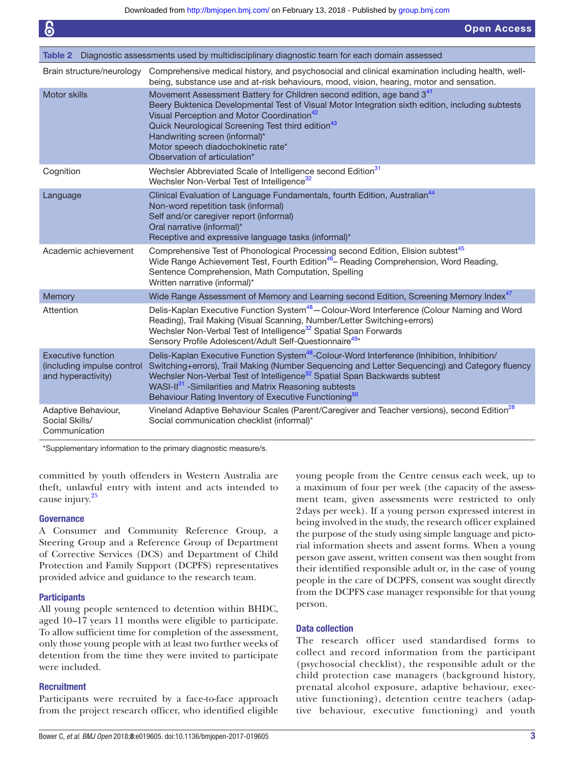**Table 2** Diagnostic assessments used by multidisciplinary diagnostic team for each domain assessed

| Domain | Assessments |
|---|---|
| Brain structure/neurology | Comprehensive medical history, and psychosocial and clinical examination including health, well-being, substance use and at-risk behaviours, mood, vision, hearing, motor and sensation. |
| Motor skills | Movement Assessment Battery for Children second edition, age band 3[41]<br>Beery Buktenica Developmental Test of Visual Motor Integration sixth edition, including subtests Visual Perception and Motor Coordination[42]<br>Quick Neurological Screening Test third edition[43]<br>Handwriting screen (informal)*<br>Motor speech diadochokinetic rate*<br>Observation of articulation* |
| Cognition | Wechsler Abbreviated Scale of Intelligence second Edition[31]<br>Wechsler Non-Verbal Test of Intelligence[32] |
| Language | Clinical Evaluation of Language Fundamentals, fourth Edition, Australian[44]<br>Non-word repetition task (informal)<br>Self and/or caregiver report (informal)<br>Oral narrative (informal)*<br>Receptive and expressive language tasks (informal)* |
| Academic achievement | Comprehensive Test of Phonological Processing second Edition, Elision subtest[45]<br>Wide Range Achievement Test, Fourth Edition[46]– Reading Comprehension, Word Reading, Sentence Comprehension, Math Computation, Spelling<br>Written narrative (informal)* |
| Memory | Wide Range Assessment of Memory and Learning second Edition, Screening Memory Index[47] |
| Attention | Delis-Kaplan Executive Function System[48]—Colour-Word Interference (Colour Naming and Word Reading), Trail Making (Visual Scanning, Number/Letter Switching+errors)<br>Wechsler Non-Verbal Test of Intelligence[32] Spatial Span Forwards<br>Sensory Profile Adolescent/Adult Self-Questionnaire[49]* |
| Executive function (including impulse control and hyperactivity) | Delis-Kaplan Executive Function System[48]-Colour-Word Interference (Inhibition, Inhibition/Switching+errors), Trail Making (Number Sequencing and Letter Sequencing) and Category fluency<br>Wechsler Non-Verbal Test of Intelligence[32] Spatial Span Backwards subtest<br>WASI-II[31] -Similarities and Matrix Reasoning subtests<br>Behaviour Rating Inventory of Executive Functioning[50] |
| Adaptive Behaviour, Social Skills/ Communication | Vineland Adaptive Behaviour Scales (Parent/Caregiver and Teacher versions), second Edition[28]<br>Social communication checklist (informal)* |

*Supplementary information to the primary diagnostic measure/s.

committed by youth offenders in Western Australia are theft, unlawful entry with intent and acts intended to cause injury.[25]

### Governance

A Consumer and Community Reference Group, a Steering Group and a Reference Group of Department of Corrective Services (DCS) and Department of Child Protection and Family Support (DCPFS) representatives provided advice and guidance to the research team.

### Participants

All young people sentenced to detention within BHDC, aged 10–17 years 11 months were eligible to participate. To allow sufficient time for completion of the assessment, only those young people with at least two further weeks of detention from the time they were invited to participate were included.

### Recruitment

Participants were recruited by a face-to-face approach from the project research officer, who identified eligible young people from the Centre census each week, up to a maximum of four per week (the capacity of the assessment team, given assessments were restricted to only 2 days per week). If a young person expressed interest in being involved in the study, the research officer explained the purpose of the study using simple language and pictorial information sheets and assent forms. When a young person gave assent, written consent was then sought from their identified responsible adult or, in the case of young people in the care of DCPFS, consent was sought directly from the DCPFS case manager responsible for that young person.

### Data collection

The research officer used standardised forms to collect and record information from the participant (psychosocial checklist), the responsible adult or the child protection case managers (background history, prenatal alcohol exposure, adaptive behaviour, executive functioning), detention centre teachers (adaptive behaviour, executive functioning) and youth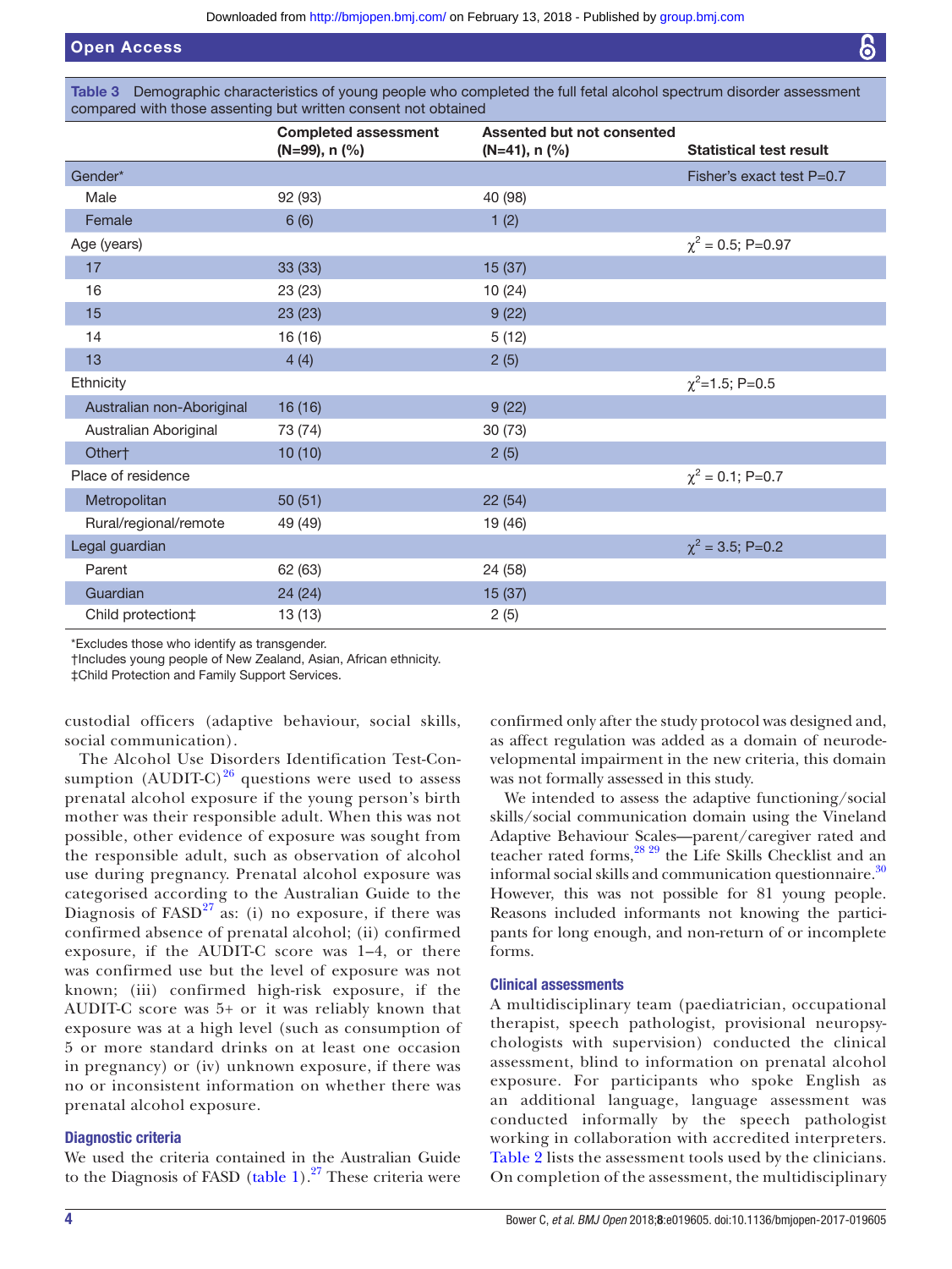**Table 3** Demographic characteristics of young people who completed the full fetal alcohol spectrum disorder assessment compared with those assenting but written consent not obtained

| | Completed assessment (N=99), n (%) | Assented but not consented (N=41), n (%) | Statistical test result |
|---|---|---|---|
| Gender* | | | Fisher's exact test P=0.7 |
| Male | 92 (93) | 40 (98) | |
| Female | 6 (6) | 1 (2) | |
| Age (years) | | | $\chi^2$ = 0.5; P=0.97 |
| 17 | 33 (33) | 15 (37) | |
| 16 | 23 (23) | 10 (24) | |
| 15 | 23 (23) | 9 (22) | |
| 14 | 16 (16) | 5 (12) | |
| 13 | 4 (4) | 2 (5) | |
| Ethnicity | | | $\chi^2$=1.5; P=0.5 |
| Australian non-Aboriginal | 16 (16) | 9 (22) | |
| Australian Aboriginal | 73 (74) | 30 (73) | |
| Other† | 10 (10) | 2 (5) | |
| Place of residence | | | $\chi^2$ = 0.1; P=0.7 |
| Metropolitan | 50 (51) | 22 (54) | |
| Rural/regional/remote | 49 (49) | 19 (46) | |
| Legal guardian | | | $\chi^2$ = 3.5; P=0.2 |
| Parent | 62 (63) | 24 (58) | |
| Guardian | 24 (24) | 15 (37) | |
| Child protection‡ | 13 (13) | 2 (5) | |

*Excludes those who identify as transgender.
†Includes young people of New Zealand, Asian, African ethnicity.
‡Child Protection and Family Support Services.

custodial officers (adaptive behaviour, social skills, social communication).

The Alcohol Use Disorders Identification Test-Consumption (AUDIT-C)[26] questions were used to assess prenatal alcohol exposure if the young person's birth mother was their responsible adult. When this was not possible, other evidence of exposure was sought from the responsible adult, such as observation of alcohol use during pregnancy. Prenatal alcohol exposure was categorised according to the Australian Guide to the Diagnosis of FASD[27] as: (i) no exposure, if there was confirmed absence of prenatal alcohol; (ii) confirmed exposure, if the AUDIT-C score was 1–4, or there was confirmed use but the level of exposure was not known; (iii) confirmed high-risk exposure, if the AUDIT-C score was 5+ or it was reliably known that exposure was at a high level (such as consumption of 5 or more standard drinks on at least one occasion in pregnancy) or (iv) unknown exposure, if there was no or inconsistent information on whether there was prenatal alcohol exposure.

### Diagnostic criteria

We used the criteria contained in the Australian Guide to the Diagnosis of FASD (table 1).[27] These criteria were confirmed only after the study protocol was designed and, as affect regulation was added as a domain of neurodevelopmental impairment in the new criteria, this domain was not formally assessed in this study.

We intended to assess the adaptive functioning/social skills/social communication domain using the Vineland Adaptive Behaviour Scales—parent/caregiver rated and teacher rated forms,[28,29] the Life Skills Checklist and an informal social skills and communication questionnaire.[30] However, this was not possible for 81 young people. Reasons included informants not knowing the participants for long enough, and non-return of or incomplete forms.

### Clinical assessments

A multidisciplinary team (paediatrician, occupational therapist, speech pathologist, provisional neuropsychologists with supervision) conducted the clinical assessment, blind to information on prenatal alcohol exposure. For participants who spoke English as an additional language, language assessment was conducted informally by the speech pathologist working in collaboration with accredited interpreters. Table 2 lists the assessment tools used by the clinicians. On completion of the assessment, the multidisciplinary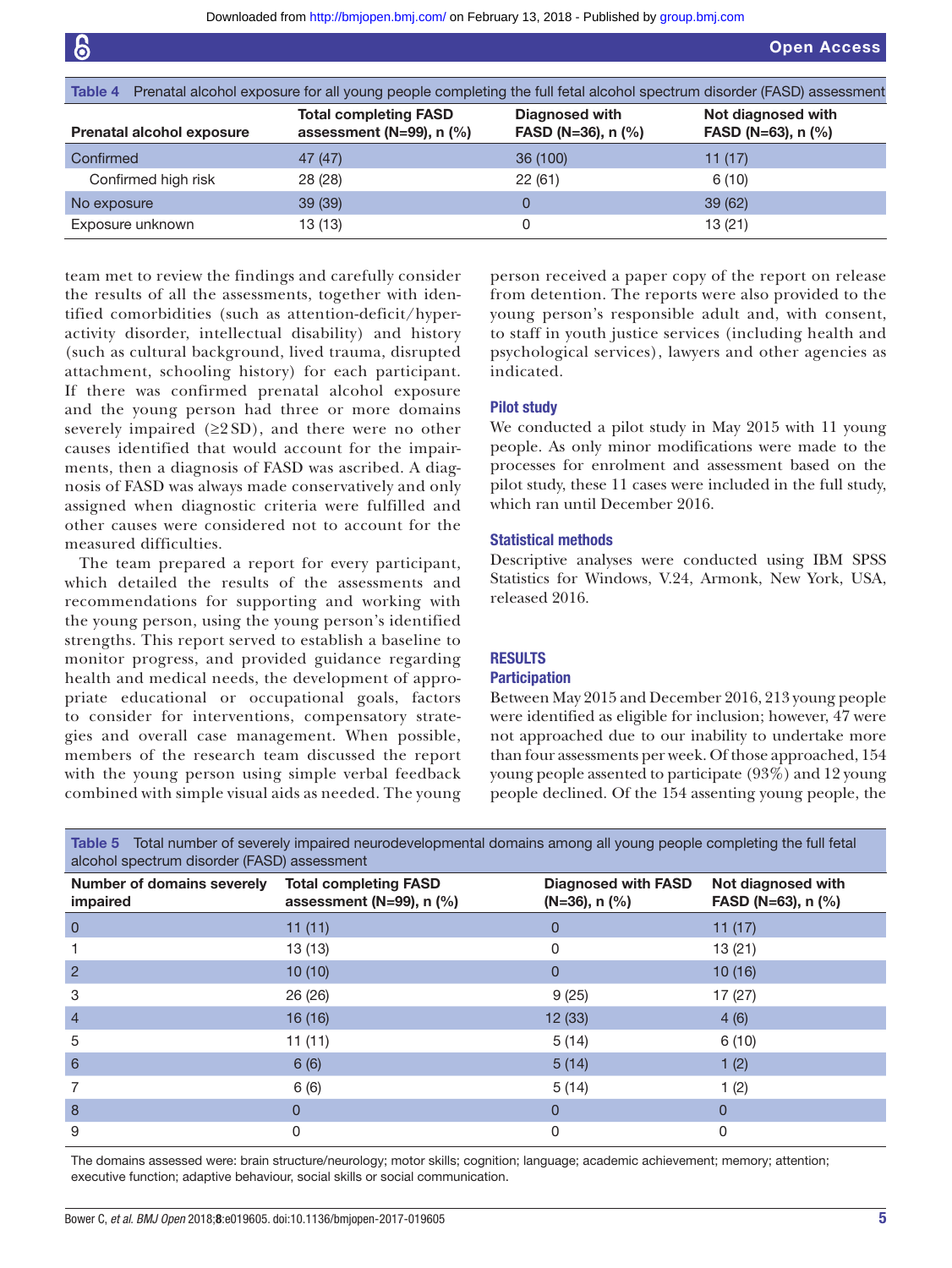Table 4 Prenatal alcohol exposure for all young people completing the full fetal alcohol spectrum disorder (FASD) assessment

| Prenatal alcohol exposure | Total completing FASD assessment (N=99), n (%) | Diagnosed with FASD (N=36), n (%) | Not diagnosed with FASD (N=63), n (%) |
|---|---|---|---|
| Confirmed | 47 (47) | 36 (100) | 11 (17) |
| Confirmed high risk | 28 (28) | 22 (61) | 6 (10) |
| No exposure | 39 (39) | 0 | 39 (62) |
| Exposure unknown | 13 (13) | 0 | 13 (21) |

team met to review the findings and carefully consider the results of all the assessments, together with identified comorbidities (such as attention-deficit/hyperactivity disorder, intellectual disability) and history (such as cultural background, lived trauma, disrupted attachment, schooling history) for each participant. If there was confirmed prenatal alcohol exposure and the young person had three or more domains severely impaired (≥2 SD), and there were no other causes identified that would account for the impairments, then a diagnosis of FASD was ascribed. A diagnosis of FASD was always made conservatively and only assigned when diagnostic criteria were fulfilled and other causes were considered not to account for the measured difficulties.

The team prepared a report for every participant, which detailed the results of the assessments and recommendations for supporting and working with the young person, using the young person's identified strengths. This report served to establish a baseline to monitor progress, and provided guidance regarding health and medical needs, the development of appropriate educational or occupational goals, factors to consider for interventions, compensatory strategies and overall case management. When possible, members of the research team discussed the report with the young person using simple verbal feedback combined with simple visual aids as needed. The young person received a paper copy of the report on release from detention. The reports were also provided to the young person's responsible adult and, with consent, to staff in youth justice services (including health and psychological services), lawyers and other agencies as indicated.

### Pilot study

We conducted a pilot study in May 2015 with 11 young people. As only minor modifications were made to the processes for enrolment and assessment based on the pilot study, these 11 cases were included in the full study, which ran until December 2016.

### Statistical methods

Descriptive analyses were conducted using IBM SPSS Statistics for Windows, V.24, Armonk, New York, USA, released 2016.

## RESULTS

### Participation

Between May 2015 and December 2016, 213 young people were identified as eligible for inclusion; however, 47 were not approached due to our inability to undertake more than four assessments per week. Of those approached, 154 young people assented to participate (93%) and 12 young people declined. Of the 154 assenting young people, the

Table 5 Total number of severely impaired neurodevelopmental domains among all young people completing the full fetal alcohol spectrum disorder (FASD) assessment

| Number of domains severely impaired | Total completing FASD assessment (N=99), n (%) | Diagnosed with FASD (N=36), n (%) | Not diagnosed with FASD (N=63), n (%) |
|---|---|---|---|
| 0 | 11 (11) | 0 | 11 (17) |
| 1 | 13 (13) | 0 | 13 (21) |
| 2 | 10 (10) | 0 | 10 (16) |
| 3 | 26 (26) | 9 (25) | 17 (27) |
| 4 | 16 (16) | 12 (33) | 4 (6) |
| 5 | 11 (11) | 5 (14) | 6 (10) |
| 6 | 6 (6) | 5 (14) | 1 (2) |
| 7 | 6 (6) | 5 (14) | 1 (2) |
| 8 | 0 | 0 | 0 |
| 9 | 0 | 0 | 0 |

The domains assessed were: brain structure/neurology; motor skills; cognition; language; academic achievement; memory; attention; executive function; adaptive behaviour, social skills or social communication.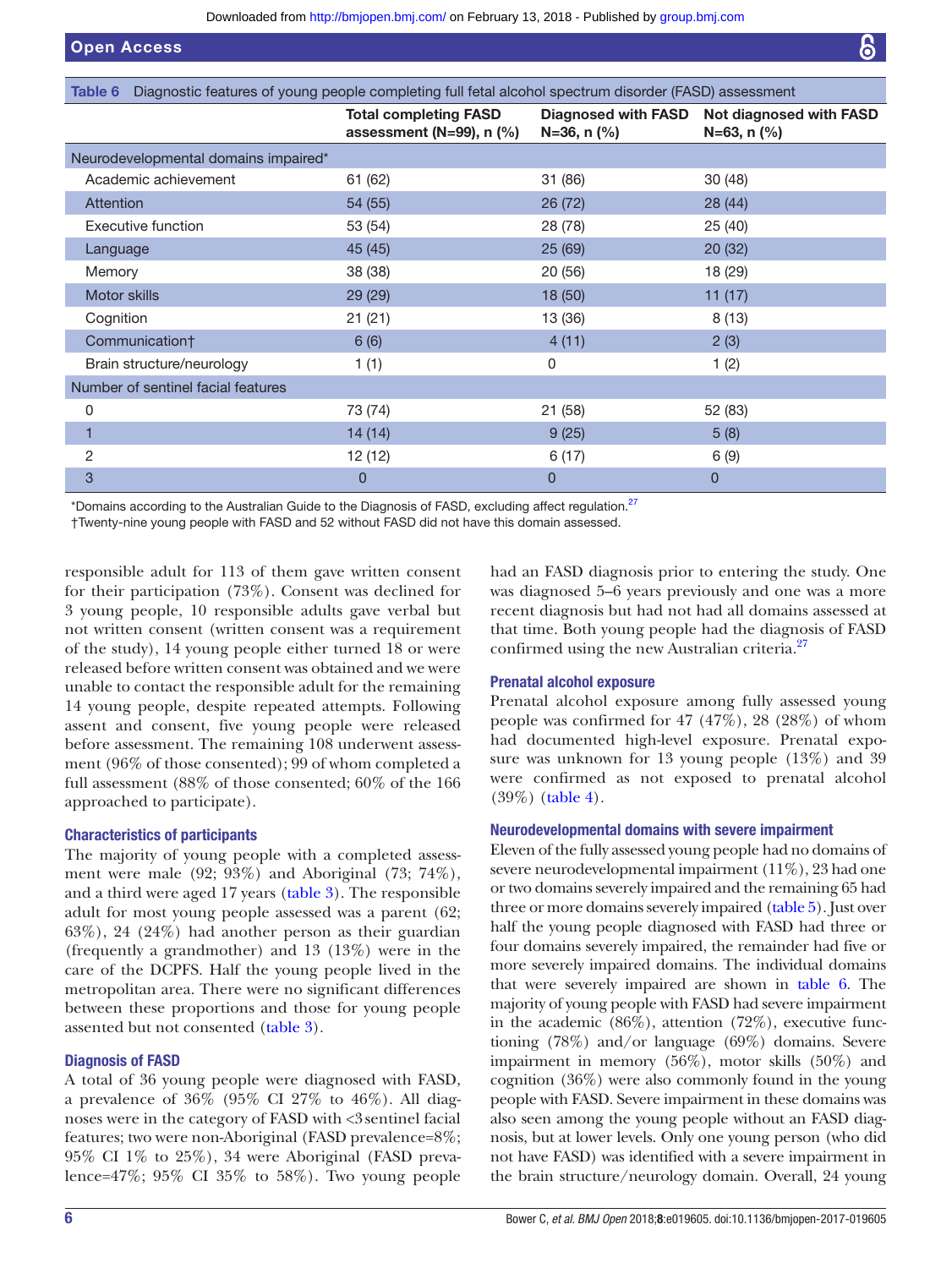Table 6 Diagnostic features of young people completing full fetal alcohol spectrum disorder (FASD) assessment

| | Total completing FASD assessment (N=99), n (%) | Diagnosed with FASD N=36, n (%) | Not diagnosed with FASD N=63, n (%) |
|---|---|---|---|
| Neurodevelopmental domains impaired* | | | |
| Academic achievement | 61 (62) | 31 (86) | 30 (48) |
| Attention | 54 (55) | 26 (72) | 28 (44) |
| Executive function | 53 (54) | 28 (78) | 25 (40) |
| Language | 45 (45) | 25 (69) | 20 (32) |
| Memory | 38 (38) | 20 (56) | 18 (29) |
| Motor skills | 29 (29) | 18 (50) | 11 (17) |
| Cognition | 21 (21) | 13 (36) | 8 (13) |
| Communication† | 6 (6) | 4 (11) | 2 (3) |
| Brain structure/neurology | 1 (1) | 0 | 1 (2) |
| Number of sentinel facial features | | | |
| 0 | 73 (74) | 21 (58) | 52 (83) |
| 1 | 14 (14) | 9 (25) | 5 (8) |
| 2 | 12 (12) | 6 (17) | 6 (9) |
| 3 | 0 | 0 | 0 |

*Domains according to the Australian Guide to the Diagnosis of FASD, excluding affect regulation.[27]

†Twenty-nine young people with FASD and 52 without FASD did not have this domain assessed.

responsible adult for 113 of them gave written consent for their participation (73%). Consent was declined for 3 young people, 10 responsible adults gave verbal but not written consent (written consent was a requirement of the study), 14 young people either turned 18 or were released before written consent was obtained and we were unable to contact the responsible adult for the remaining 14 young people, despite repeated attempts. Following assent and consent, five young people were released before assessment. The remaining 108 underwent assessment (96% of those consented); 99 of whom completed a full assessment (88% of those consented; 60% of the 166 approached to participate).

### Characteristics of participants

The majority of young people with a completed assessment were male (92; 93%) and Aboriginal (73; 74%), and a third were aged 17 years (table 3). The responsible adult for most young people assessed was a parent (62; 63%), 24 (24%) had another person as their guardian (frequently a grandmother) and 13 (13%) were in the care of the DCPFS. Half the young people lived in the metropolitan area. There were no significant differences between these proportions and those for young people assented but not consented (table 3).

### Diagnosis of FASD

A total of 36 young people were diagnosed with FASD, a prevalence of 36% (95% CI 27% to 46%). All diagnoses were in the category of FASD with <3 sentinel facial features; two were non-Aboriginal (FASD prevalence=8%; 95% CI 1% to 25%), 34 were Aboriginal (FASD prevalence=47%; 95% CI 35% to 58%). Two young people had an FASD diagnosis prior to entering the study. One was diagnosed 5–6 years previously and one was a more recent diagnosis but had not had all domains assessed at that time. Both young people had the diagnosis of FASD confirmed using the new Australian criteria.[27]

### Prenatal alcohol exposure

Prenatal alcohol exposure among fully assessed young people was confirmed for 47 (47%), 28 (28%) of whom had documented high-level exposure. Prenatal exposure was unknown for 13 young people (13%) and 39 were confirmed as not exposed to prenatal alcohol (39%) (table 4).

### Neurodevelopmental domains with severe impairment

Eleven of the fully assessed young people had no domains of severe neurodevelopmental impairment (11%), 23 had one or two domains severely impaired and the remaining 65 had three or more domains severely impaired (table 5). Just over half the young people diagnosed with FASD had three or four domains severely impaired, the remainder had five or more severely impaired domains. The individual domains that were severely impaired are shown in table 6. The majority of young people with FASD had severe impairment in the academic (86%), attention (72%), executive functioning (78%) and/or language (69%) domains. Severe impairment in memory (56%), motor skills (50%) and cognition (36%) were also commonly found in the young people with FASD. Severe impairment in these domains was also seen among the young people without an FASD diagnosis, but at lower levels. Only one young person (who did not have FASD) was identified with a severe impairment in the brain structure/neurology domain. Overall, 24 young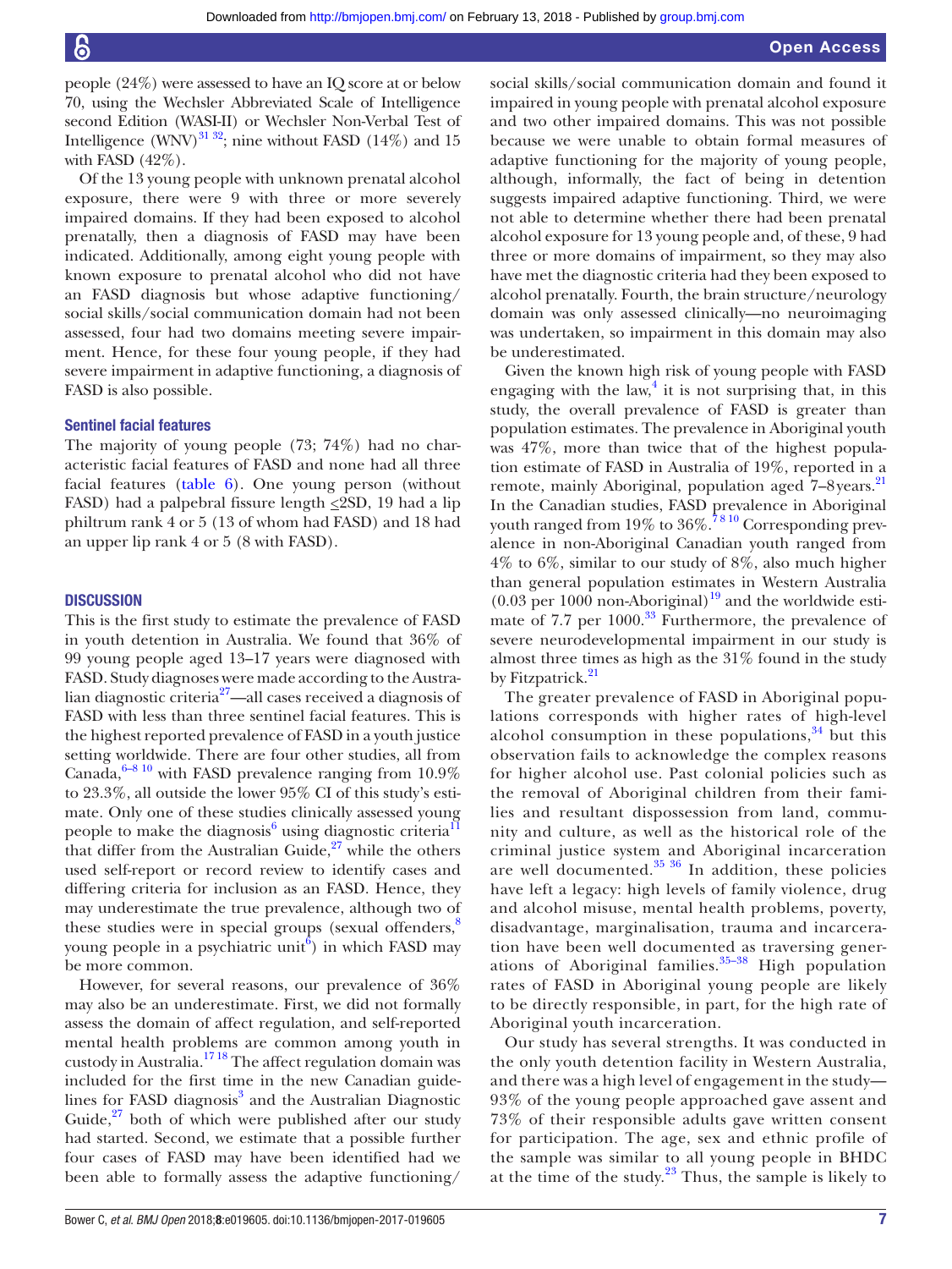people (24%) were assessed to have an IQ score at or below 70, using the Wechsler Abbreviated Scale of Intelligence second Edition (WASI-II) or Wechsler Non-Verbal Test of Intelligence (WNV)[31 32]; nine without FASD (14%) and 15 with FASD (42%).

Of the 13 young people with unknown prenatal alcohol exposure, there were 9 with three or more severely impaired domains. If they had been exposed to alcohol prenatally, then a diagnosis of FASD may have been indicated. Additionally, among eight young people with known exposure to prenatal alcohol who did not have an FASD diagnosis but whose adaptive functioning/social skills/social communication domain had not been assessed, four had two domains meeting severe impairment. Hence, for these four young people, if they had severe impairment in adaptive functioning, a diagnosis of FASD is also possible.

### Sentinel facial features

The majority of young people (73; 74%) had no characteristic facial features of FASD and none had all three facial features (table 6). One young person (without FASD) had a palpebral fissure length ≤2SD, 19 had a lip philtrum rank 4 or 5 (13 of whom had FASD) and 18 had an upper lip rank 4 or 5 (8 with FASD).

## DISCUSSION

This is the first study to estimate the prevalence of FASD in youth detention in Australia. We found that 36% of 99 young people aged 13–17 years were diagnosed with FASD. Study diagnoses were made according to the Australian diagnostic criteria[27]—all cases received a diagnosis of FASD with less than three sentinel facial features. This is the highest reported prevalence of FASD in a youth justice setting worldwide. There are four other studies, all from Canada,[6–8 10] with FASD prevalence ranging from 10.9% to 23.3%, all outside the lower 95% CI of this study's estimate. Only one of these studies clinically assessed young people to make the diagnosis[6] using diagnostic criteria[11] that differ from the Australian Guide,[27] while the others used self-report or record review to identify cases and differing criteria for inclusion as an FASD. Hence, they may underestimate the true prevalence, although two of these studies were in special groups (sexual offenders,[8] young people in a psychiatric unit[6]) in which FASD may be more common.

However, for several reasons, our prevalence of 36% may also be an underestimate. First, we did not formally assess the domain of affect regulation, and self-reported mental health problems are common among youth in custody in Australia.[17 18] The affect regulation domain was included for the first time in the new Canadian guidelines for FASD diagnosis[3] and the Australian Diagnostic Guide,[27] both of which were published after our study had started. Second, we estimate that a possible further four cases of FASD may have been identified had we been able to formally assess the adaptive functioning/social skills/social communication domain and found it impaired in young people with prenatal alcohol exposure and two other impaired domains. This was not possible because we were unable to obtain formal measures of adaptive functioning for the majority of young people, although, informally, the fact of being in detention suggests impaired adaptive functioning. Third, we were not able to determine whether there had been prenatal alcohol exposure for 13 young people and, of these, 9 had three or more domains of impairment, so they may also have met the diagnostic criteria had they been exposed to alcohol prenatally. Fourth, the brain structure/neurology domain was only assessed clinically—no neuroimaging was undertaken, so impairment in this domain may also be underestimated.

Given the known high risk of young people with FASD engaging with the law,[4] it is not surprising that, in this study, the overall prevalence of FASD is greater than population estimates. The prevalence in Aboriginal youth was 47%, more than twice that of the highest population estimate of FASD in Australia of 19%, reported in a remote, mainly Aboriginal, population aged 7–8 years.[21] In the Canadian studies, FASD prevalence in Aboriginal youth ranged from 19% to 36%.[7 8 10] Corresponding prevalence in non-Aboriginal Canadian youth ranged from 4% to 6%, similar to our study of 8%, also much higher than general population estimates in Western Australia (0.03 per 1000 non-Aboriginal)[19] and the worldwide estimate of 7.7 per 1000.[33] Furthermore, the prevalence of severe neurodevelopmental impairment in our study is almost three times as high as the 31% found in the study by Fitzpatrick.[21]

The greater prevalence of FASD in Aboriginal populations corresponds with higher rates of high-level alcohol consumption in these populations,[34] but this observation fails to acknowledge the complex reasons for higher alcohol use. Past colonial policies such as the removal of Aboriginal children from their families and resultant dispossession from land, community and culture, as well as the historical role of the criminal justice system and Aboriginal incarceration are well documented.[35 36] In addition, these policies have left a legacy: high levels of family violence, drug and alcohol misuse, mental health problems, poverty, disadvantage, marginalisation, trauma and incarceration have been well documented as traversing generations of Aboriginal families.[35–38] High population rates of FASD in Aboriginal young people are likely to be directly responsible, in part, for the high rate of Aboriginal youth incarceration.

Our study has several strengths. It was conducted in the only youth detention facility in Western Australia, and there was a high level of engagement in the study—93% of the young people approached gave assent and 73% of their responsible adults gave written consent for participation. The age, sex and ethnic profile of the sample was similar to all young people in BHDC at the time of the study.[23] Thus, the sample is likely to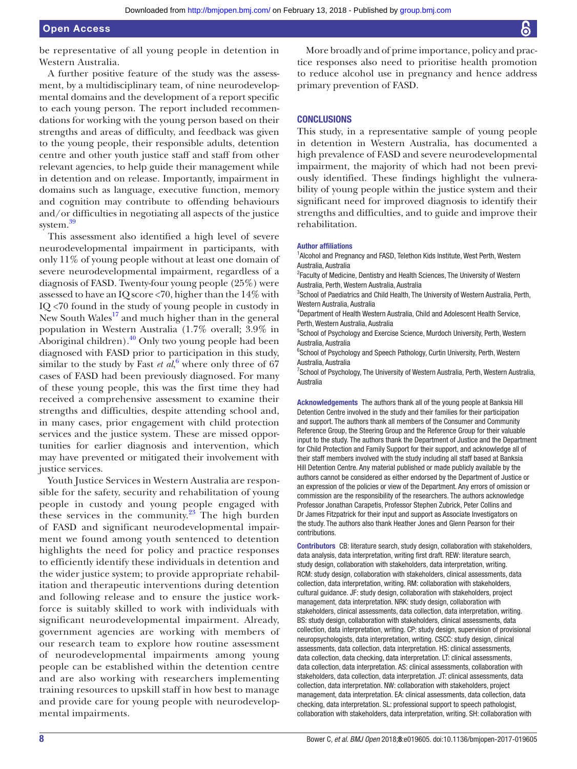be representative of all young people in detention in Western Australia.

A further positive feature of the study was the assessment, by a multidisciplinary team, of nine neurodevelopmental domains and the development of a report specific to each young person. The report included recommendations for working with the young person based on their strengths and areas of difficulty, and feedback was given to the young people, their responsible adults, detention centre and other youth justice staff and staff from other relevant agencies, to help guide their management while in detention and on release. Importantly, impairment in domains such as language, executive function, memory and cognition may contribute to offending behaviours and/or difficulties in negotiating all aspects of the justice system.[39]

This assessment also identified a high level of severe neurodevelopmental impairment in participants, with only 11% of young people without at least one domain of severe neurodevelopmental impairment, regardless of a diagnosis of FASD. Twenty-four young people (25%) were assessed to have an IQ score <70, higher than the 14% with IQ <70 found in the study of young people in custody in New South Wales[17] and much higher than in the general population in Western Australia (1.7% overall; 3.9% in Aboriginal children).[40] Only two young people had been diagnosed with FASD prior to participation in this study, similar to the study by Fast *et al*,[6] where only three of 67 cases of FASD had been previously diagnosed. For many of these young people, this was the first time they had received a comprehensive assessment to examine their strengths and difficulties, despite attending school and, in many cases, prior engagement with child protection services and the justice system. These are missed opportunities for earlier diagnosis and intervention, which may have prevented or mitigated their involvement with justice services.

Youth Justice Services in Western Australia are responsible for the safety, security and rehabilitation of young people in custody and young people engaged with these services in the community.[23] The high burden of FASD and significant neurodevelopmental impairment we found among youth sentenced to detention highlights the need for policy and practice responses to efficiently identify these individuals in detention and the wider justice system; to provide appropriate rehabilitation and therapeutic interventions during detention and following release and to ensure the justice workforce is suitably skilled to work with individuals with significant neurodevelopmental impairment. Already, government agencies are working with members of our research team to explore how routine assessment of neurodevelopmental impairments among young people can be established within the detention centre and are also working with researchers implementing training resources to upskill staff in how best to manage and provide care for young people with neurodevelopmental impairments.

More broadly and of prime importance, policy and practice responses also need to prioritise health promotion to reduce alcohol use in pregnancy and hence address primary prevention of FASD.

## CONCLUSIONS

This study, in a representative sample of young people in detention in Western Australia, has documented a high prevalence of FASD and severe neurodevelopmental impairment, the majority of which had not been previously identified. These findings highlight the vulnerability of young people within the justice system and their significant need for improved diagnosis to identify their strengths and difficulties, and to guide and improve their rehabilitation.

**Author affiliations**

[1]Alcohol and Pregnancy and FASD, Telethon Kids Institute, West Perth, Western Australia, Australia
[2]Faculty of Medicine, Dentistry and Health Sciences, The University of Western Australia, Perth, Western Australia, Australia
[3]School of Paediatrics and Child Health, The University of Western Australia, Perth, Western Australia, Australia
[4]Department of Health Western Australia, Child and Adolescent Health Service, Perth, Western Australia, Australia
[5]School of Psychology and Exercise Science, Murdoch University, Perth, Western Australia, Australia
[6]School of Psychology and Speech Pathology, Curtin University, Perth, Western Australia, Australia
[7]School of Psychology, The University of Western Australia, Perth, Western Australia, Australia

**Acknowledgements** The authors thank all of the young people at Banksia Hill Detention Centre involved in the study and their families for their participation and support. The authors thank all members of the Consumer and Community Reference Group, the Steering Group and the Reference Group for their valuable input to the study. The authors thank the Department of Justice and the Department for Child Protection and Family Support for their support, and acknowledge all of their staff members involved with the study including all staff based at Banksia Hill Detention Centre. Any material published or made publicly available by the authors cannot be considered as either endorsed by the Department of Justice or an expression of the policies or view of the Department. Any errors of omission or commission are the responsibility of the researchers. The authors acknowledge Professor Jonathan Carapetis, Professor Stephen Zubrick, Peter Collins and Dr James Fitzpatrick for their input and support as Associate Investigators on the study. The authors also thank Heather Jones and Glenn Pearson for their contributions.

**Contributors** CB: literature search, study design, collaboration with stakeholders, data analysis, data interpretation, writing first draft. REW: literature search, study design, collaboration with stakeholders, data interpretation, writing. RCM: study design, collaboration with stakeholders, clinical assessments, data collection, data interpretation, writing. RM: collaboration with stakeholders, cultural guidance. JF: study design, collaboration with stakeholders, project management, data interpretation. NRK: study design, collaboration with stakeholders, clinical assessments, data collection, data interpretation, writing. BS: study design, collaboration with stakeholders, clinical assessments, data collection, data interpretation, writing. CP: study design, supervision of provisional neuropsychologists, data interpretation, writing. CSCC: study design, clinical assessments, data collection, data interpretation. HS: clinical assessments, data collection, data checking, data interpretation. LT: clinical assessments, data collection, data interpretation. AS: clinical assessments, collaboration with stakeholders, data collection, data interpretation. JT: clinical assessments, data collection, data interpretation. NW: collaboration with stakeholders, project management, data interpretation. EA: clinical assessments, data collection, data checking, data interpretation. SL: professional support to speech pathologist, collaboration with stakeholders, data interpretation, writing. SH: collaboration with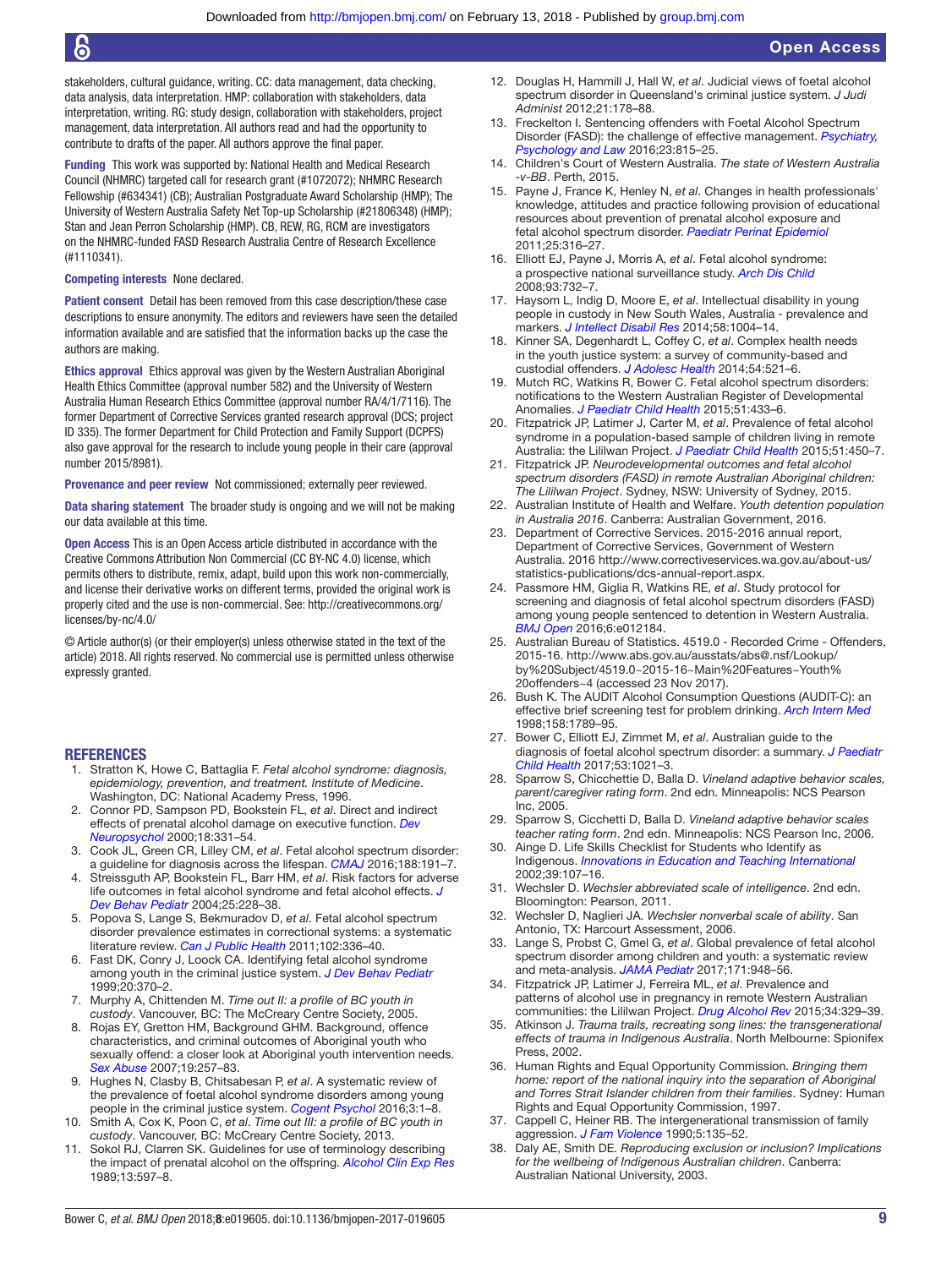stakeholders, cultural guidance, writing. CC: data management, data checking, data analysis, data interpretation. HMP: collaboration with stakeholders, data interpretation, writing. RG: study design, collaboration with stakeholders, project management, data interpretation. All authors read and had the opportunity to contribute to drafts of the paper. All authors approve the final paper.

**Funding** This work was supported by: National Health and Medical Research Council (NHMRC) targeted call for research grant (#1072072); NHMRC Research Fellowship (#634341) (CB); Australian Postgraduate Award Scholarship (HMP); The University of Western Australia Safety Net Top-up Scholarship (#21806348) (HMP); Stan and Jean Perron Scholarship (HMP). CB, REW, RG, RCM are investigators on the NHMRC-funded FASD Research Australia Centre of Research Excellence (#1110341).

**Competing interests** None declared.

**Patient consent** Detail has been removed from this case description/these case descriptions to ensure anonymity. The editors and reviewers have seen the detailed information available and are satisfied that the information backs up the case the authors are making.

**Ethics approval** Ethics approval was given by the Western Australian Aboriginal Health Ethics Committee (approval number 582) and the University of Western Australia Human Research Ethics Committee (approval number RA/4/1/7116). The former Department of Corrective Services granted research approval (DCS; project ID 335). The former Department for Child Protection and Family Support (DCPFS) also gave approval for the research to include young people in their care (approval number 2015/8981).

**Provenance and peer review** Not commissioned; externally peer reviewed.

**Data sharing statement** The broader study is ongoing and we will not be making our data available at this time.

**Open Access** This is an Open Access article distributed in accordance with the Creative Commons Attribution Non Commercial (CC BY-NC 4.0) license, which permits others to distribute, remix, adapt, build upon this work non-commercially, and license their derivative works on different terms, provided the original work is properly cited and the use is non-commercial. See: http://creativecommons.org/licenses/by-nc/4.0/

© Article author(s) (or their employer(s) unless otherwise stated in the text of the article) 2018. All rights reserved. No commercial use is permitted unless otherwise expressly granted.

## REFERENCES

1. Stratton K, Howe C, Battaglia F. *Fetal alcohol syndrome: diagnosis, epidemiology, prevention, and treatment. Institute of Medicine*. Washington, DC: National Academy Press, 1996.
2. Connor PD, Sampson PD, Bookstein FL, *et al*. Direct and indirect effects of prenatal alcohol damage on executive function. *Dev Neuropsychol* 2000;18:331–54.
3. Cook JL, Green CR, Lilley CM, *et al*. Fetal alcohol spectrum disorder: a guideline for diagnosis across the lifespan. *CMAJ* 2016;188:191–7.
4. Streissguth AP, Bookstein FL, Barr HM, *et al*. Risk factors for adverse life outcomes in fetal alcohol syndrome and fetal alcohol effects. *J Dev Behav Pediatr* 2004;25:228–38.
5. Popova S, Lange S, Bekmuradov D, *et al*. Fetal alcohol spectrum disorder prevalence estimates in correctional systems: a systematic literature review. *Can J Public Health* 2011;102:336–40.
6. Fast DK, Conry J, Loock CA. Identifying fetal alcohol syndrome among youth in the criminal justice system. *J Dev Behav Pediatr* 1999;20:370–2.
7. Murphy A, Chittenden M. *Time out II: a profile of BC youth in custody*. Vancouver, BC: The McCreary Centre Society, 2005.
8. Rojas EY, Gretton HM, Background GHM. Background, offence characteristics, and criminal outcomes of Aboriginal youth who sexually offend: a closer look at Aboriginal youth intervention needs. *Sex Abuse* 2007;19:257–83.
9. Hughes N, Clasby B, Chitsabesan P, *et al*. A systematic review of the prevalence of foetal alcohol syndrome disorders among young people in the criminal justice system. *Cogent Psychol* 2016;3:1–8.
10. Smith A, Cox K, Poon C, *et al*. *Time out III: a profile of BC youth in custody*. Vancouver, BC: McCreary Centre Society, 2013.
11. Sokol RJ, Clarren SK. Guidelines for use of terminology describing the impact of prenatal alcohol on the offspring. *Alcohol Clin Exp Res* 1989;13:597–8.
12. Douglas H, Hammill J, Hall W, *et al*. Judicial views of foetal alcohol spectrum disorder in Queensland's criminal justice system. *J Judi Administ* 2012;21:178–88.
13. Freckelton I. Sentencing offenders with Foetal Alcohol Spectrum Disorder (FASD): the challenge of effective management. *Psychiatry, Psychology and Law* 2016;23:815–25.
14. Children's Court of Western Australia. *The state of Western Australia -v-BB*. Perth, 2015.
15. Payne J, France K, Henley N, *et al*. Changes in health professionals' knowledge, attitudes and practice following provision of educational resources about prevention of prenatal alcohol exposure and fetal alcohol spectrum disorder. *Paediatr Perinat Epidemiol* 2011;25:316–27.
16. Elliott EJ, Payne J, Morris A, *et al*. Fetal alcohol syndrome: a prospective national surveillance study. *Arch Dis Child* 2008;93:732–7.
17. Haysom L, Indig D, Moore E, *et al*. Intellectual disability in young people in custody in New South Wales, Australia - prevalence and markers. *J Intellect Disabil Res* 2014;58:1004–14.
18. Kinner SA, Degenhardt L, Coffey C, *et al*. Complex health needs in the youth justice system: a survey of community-based and custodial offenders. *J Adolesc Health* 2014;54:521–6.
19. Mutch RC, Watkins R, Bower C. Fetal alcohol spectrum disorders: notifications to the Western Australian Register of Developmental Anomalies. *J Paediatr Child Health* 2015;51:433–6.
20. Fitzpatrick JP, Latimer J, Carter M, *et al*. Prevalence of fetal alcohol syndrome in a population-based sample of children living in remote Australia: the Lililwan Project. *J Paediatr Child Health* 2015;51:450–7.
21. Fitzpatrick JP. *Neurodevelopmental outcomes and fetal alcohol spectrum disorders (FASD) in remote Australian Aboriginal children: The Lililwan Project*. Sydney, NSW: University of Sydney, 2015.
22. Australian Institute of Health and Welfare. *Youth detention population in Australia 2016*. Canberra: Australian Government, 2016.
23. Department of Corrective Services. 2015-2016 annual report, Department of Corrective Services, Government of Western Australia. 2016 http://www.correctiveservices.wa.gov.au/about-us/statistics-publications/dcs-annual-report.aspx.
24. Passmore HM, Giglia R, Watkins RE, *et al*. Study protocol for screening and diagnosis of fetal alcohol spectrum disorders (FASD) among young people sentenced to detention in Western Australia. *BMJ Open* 2016;6:e012184.
25. Australian Bureau of Statistics. 4519.0 - Recorded Crime - Offenders, 2015-16. http://www.abs.gov.au/ausstats/abs@.nsf/Lookup/by%20Subject/4519.0~2015-16~Main%20Features~Youth%20offenders~4 (accessed 23 Nov 2017).
26. Bush K. The AUDIT Alcohol Consumption Questions (AUDIT-C): an effective brief screening test for problem drinking. *Arch Intern Med* 1998;158:1789–95.
27. Bower C, Elliott EJ, Zimmet M, *et al*. Australian guide to the diagnosis of foetal alcohol spectrum disorder: a summary. *J Paediatr Child Health* 2017;53:1021–3.
28. Sparrow S, Chicchettie D, Balla D. *Vineland adaptive behavior scales, parent/caregiver rating form*. 2nd edn. Minneapolis: NCS Pearson Inc, 2005.
29. Sparrow S, Cicchetti D, Balla D. *Vineland adaptive behavior scales teacher rating form*. 2nd edn. Minneapolis: NCS Pearson Inc, 2006.
30. Ainge D. Life Skills Checklist for Students who Identify as Indigenous. *Innovations in Education and Teaching International* 2002;39:107–16.
31. Wechsler D. *Wechsler abbreviated scale of intelligence*. 2nd edn. Bloomington: Pearson, 2011.
32. Wechsler D, Naglieri JA. *Wechsler nonverbal scale of ability*. San Antonio, TX: Harcourt Assessment, 2006.
33. Lange S, Probst C, Gmel G, *et al*. Global prevalence of fetal alcohol spectrum disorder among children and youth: a systematic review and meta-analysis. *JAMA Pediatr* 2017;171:948–56.
34. Fitzpatrick JP, Latimer J, Ferreira ML, *et al*. Prevalence and patterns of alcohol use in pregnancy in remote Western Australian communities: the Lililwan Project. *Drug Alcohol Rev* 2015;34:329–39.
35. Atkinson J. *Trauma trails, recreating song lines: the transgenerational effects of trauma in Indigenous Australia*. North Melbourne: Spionifex Press, 2002.
36. Human Rights and Equal Opportunity Commission. *Bringing them home: report of the national inquiry into the separation of Aboriginal and Torres Strait Islander children from their families*. Sydney: Human Rights and Equal Opportunity Commission, 1997.
37. Cappell C, Heiner RB. The intergenerational transmission of family aggression. *J Fam Violence* 1990;5:135–52.
38. Daly AE, Smith DE. *Reproducing exclusion or inclusion? Implications for the wellbeing of Indigenous Australian children*. Canberra: Australian National University, 2003.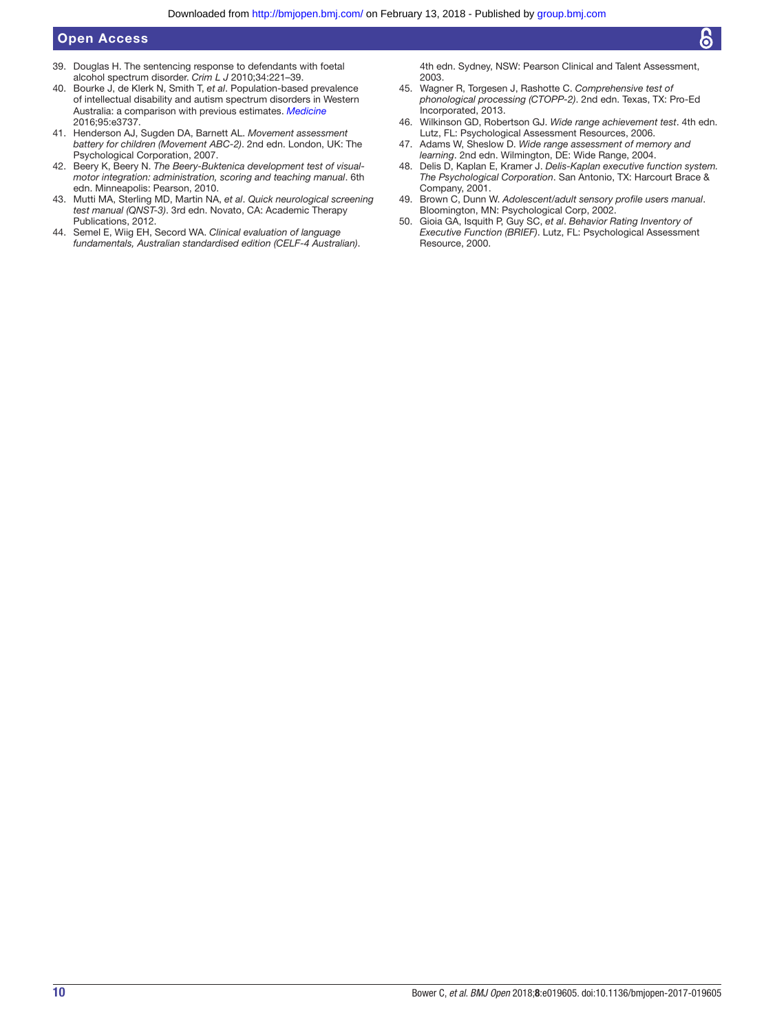39. Douglas H. The sentencing response to defendants with foetal alcohol spectrum disorder. *Crim L J* 2010;34:221–39.
40. Bourke J, de Klerk N, Smith T, *et al*. Population-based prevalence of intellectual disability and autism spectrum disorders in Western Australia: a comparison with previous estimates. *Medicine* 2016;95:e3737.
41. Henderson AJ, Sugden DA, Barnett AL. *Movement assessment battery for children (Movement ABC-2)*. 2nd edn. London, UK: The Psychological Corporation, 2007.
42. Beery K, Beery N. *The Beery-Buktenica development test of visual-motor integration: administration, scoring and teaching manual*. 6th edn. Minneapolis: Pearson, 2010.
43. Mutti MA, Sterling MD, Martin NA, *et al*. *Quick neurological screening test manual (QNST-3)*. 3rd edn. Novato, CA: Academic Therapy Publications, 2012.
44. Semel E, Wiig EH, Secord WA. *Clinical evaluation of language fundamentals, Australian standardised edition (CELF-4 Australian)*. 4th edn. Sydney, NSW: Pearson Clinical and Talent Assessment, 2003.
45. Wagner R, Torgesen J, Rashotte C. *Comprehensive test of phonological processing (CTOPP-2)*. 2nd edn. Texas, TX: Pro-Ed Incorporated, 2013.
46. Wilkinson GD, Robertson GJ. *Wide range achievement test*. 4th edn. Lutz, FL: Psychological Assessment Resources, 2006.
47. Adams W, Sheslow D. *Wide range assessment of memory and learning*. 2nd edn. Wilmington, DE: Wide Range, 2004.
48. Delis D, Kaplan E, Kramer J. *Delis-Kaplan executive function system. The Psychological Corporation*. San Antonio, TX: Harcourt Brace & Company, 2001.
49. Brown C, Dunn W. *Adolescent/adult sensory profile users manual*. Bloomington, MN: Psychological Corp, 2002.
50. Gioia GA, Isquith P, Guy SC, *et al*. *Behavior Rating Inventory of Executive Function (BRIEF)*. Lutz, FL: Psychological Assessment Resource, 2000.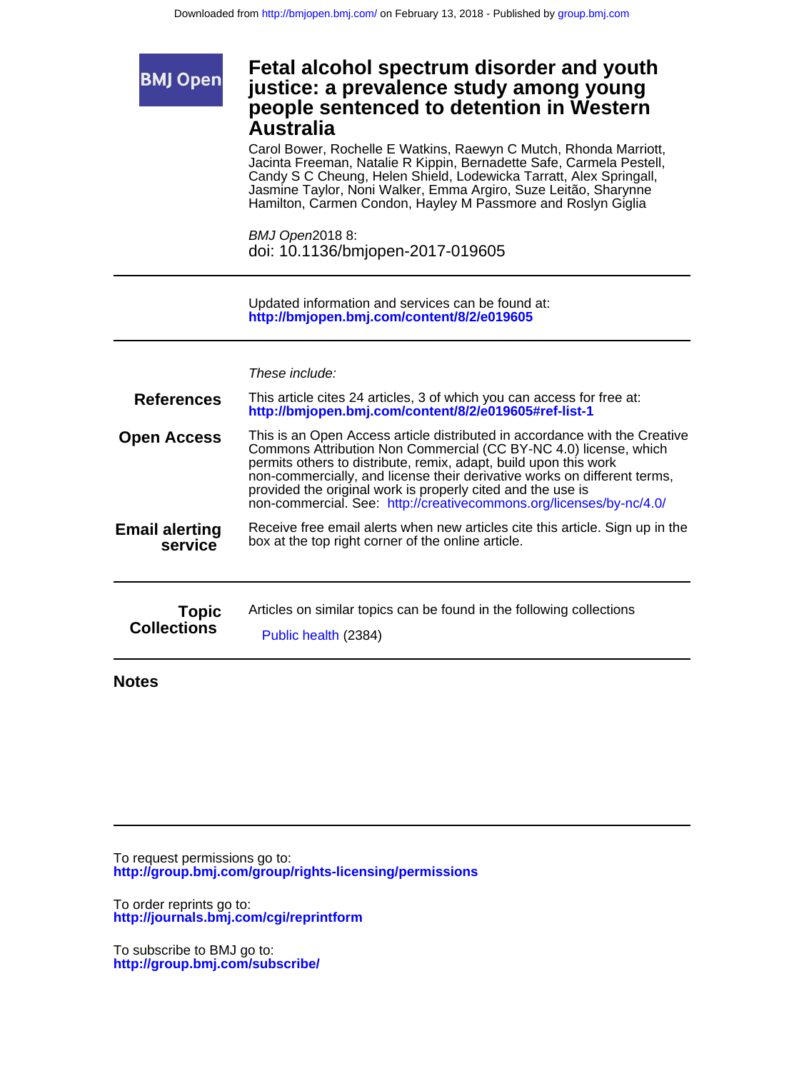# Fetal alcohol spectrum disorder and youth justice: a prevalence study among young people sentenced to detention in Western Australia

Carol Bower, Rochelle E Watkins, Raewyn C Mutch, Rhonda Marriott, Jacinta Freeman, Natalie R Kippin, Bernadette Safe, Carmela Pestell, Candy S C Cheung, Helen Shield, Lodewicka Tarratt, Alex Springall, Jasmine Taylor, Noni Walker, Emma Argiro, Suze Leitão, Sharynne Hamilton, Carmen Condon, Hayley M Passmore and Roslyn Giglia

*BMJ Open*2018 8:
doi: 10.1136/bmjopen-2017-019605

Updated information and services can be found at:
**http://bmjopen.bmj.com/content/8/2/e019605**

*These include:*

**References**
This article cites 24 articles, 3 of which you can access for free at:
**http://bmjopen.bmj.com/content/8/2/e019605#ref-list-1**

**Open Access**
This is an Open Access article distributed in accordance with the Creative Commons Attribution Non Commercial (CC BY-NC 4.0) license, which permits others to distribute, remix, adapt, build upon this work non-commercially, and license their derivative works on different terms, provided the original work is properly cited and the use is non-commercial. See: http://creativecommons.org/licenses/by-nc/4.0/

**Email alerting service**
Receive free email alerts when new articles cite this article. Sign up in the box at the top right corner of the online article.

**Topic Collections**
Articles on similar topics can be found in the following collections

Public health (2384)

## Notes

To request permissions go to:
**http://group.bmj.com/group/rights-licensing/permissions**

To order reprints go to:
**http://journals.bmj.com/cgi/reprintform**

To subscribe to BMJ go to:
**http://group.bmj.com/subscribe/**